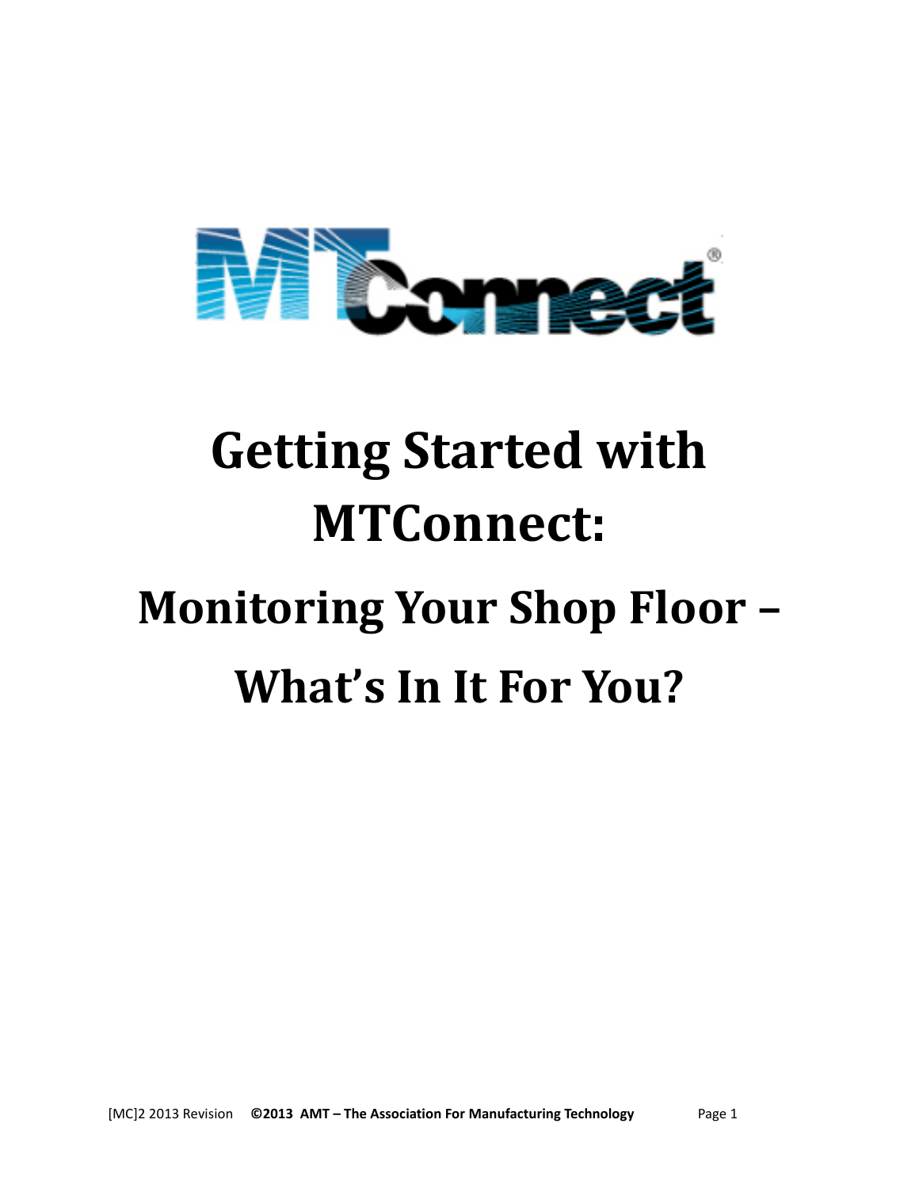# Getting Started with MTConnect:

## Monitoring Your Shop Floor – What's In It For You?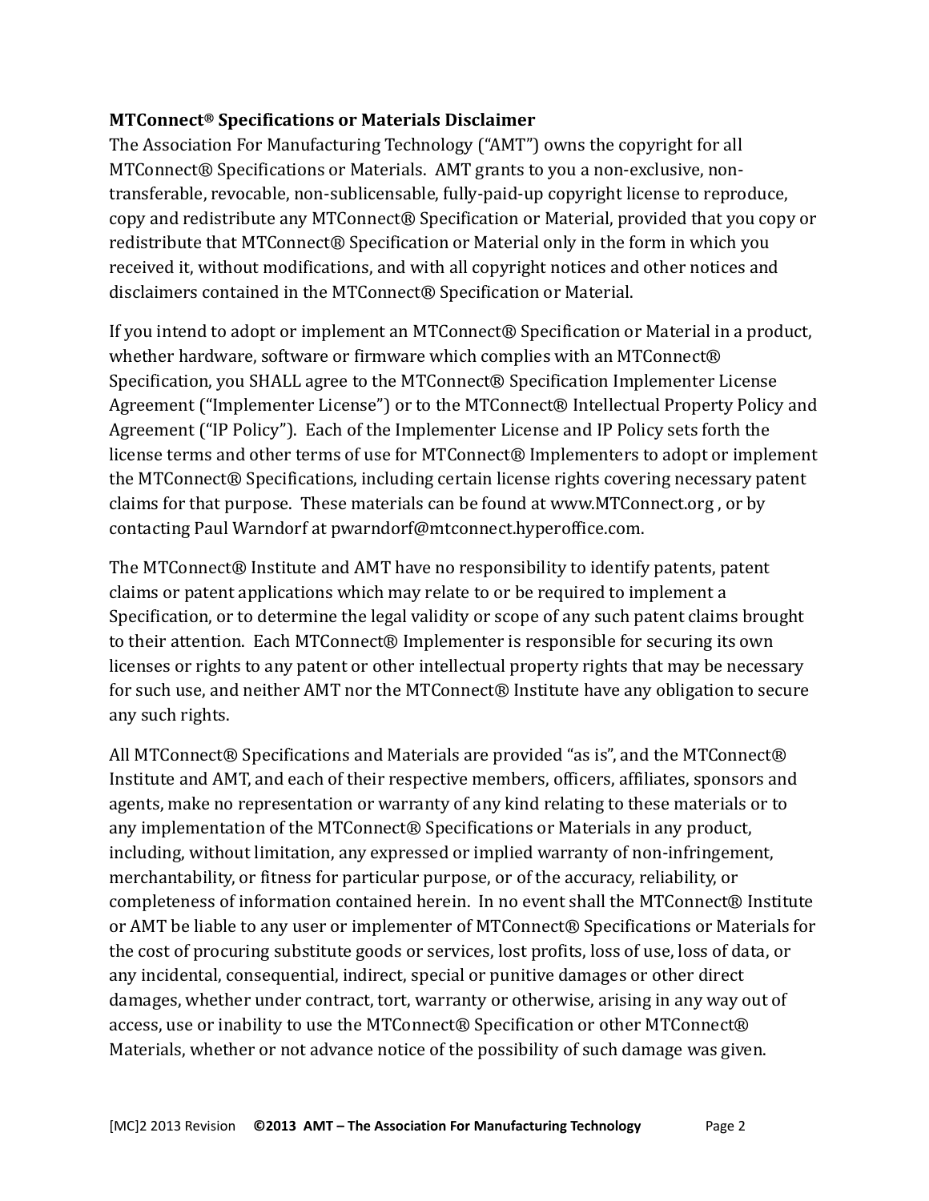**MTConnect® Specifications or Materials Disclaimer**

The Association For Manufacturing Technology ("AMT") owns the copyright for all MTConnect® Specifications or Materials. AMT grants to you a non-exclusive, non-transferable, revocable, non-sublicensable, fully-paid-up copyright license to reproduce, copy and redistribute any MTConnect® Specification or Material, provided that you copy or redistribute that MTConnect® Specification or Material only in the form in which you received it, without modifications, and with all copyright notices and other notices and disclaimers contained in the MTConnect® Specification or Material.

If you intend to adopt or implement an MTConnect® Specification or Material in a product, whether hardware, software or firmware which complies with an MTConnect® Specification, you SHALL agree to the MTConnect® Specification Implementer License Agreement ("Implementer License") or to the MTConnect® Intellectual Property Policy and Agreement ("IP Policy"). Each of the Implementer License and IP Policy sets forth the license terms and other terms of use for MTConnect® Implementers to adopt or implement the MTConnect® Specifications, including certain license rights covering necessary patent claims for that purpose. These materials can be found at www.MTConnect.org , or by contacting Paul Warndorf at pwarndorf@mtconnect.hyperoffice.com.

The MTConnect® Institute and AMT have no responsibility to identify patents, patent claims or patent applications which may relate to or be required to implement a Specification, or to determine the legal validity or scope of any such patent claims brought to their attention. Each MTConnect® Implementer is responsible for securing its own licenses or rights to any patent or other intellectual property rights that may be necessary for such use, and neither AMT nor the MTConnect® Institute have any obligation to secure any such rights.

All MTConnect® Specifications and Materials are provided "as is", and the MTConnect® Institute and AMT, and each of their respective members, officers, affiliates, sponsors and agents, make no representation or warranty of any kind relating to these materials or to any implementation of the MTConnect® Specifications or Materials in any product, including, without limitation, any expressed or implied warranty of non-infringement, merchantability, or fitness for particular purpose, or of the accuracy, reliability, or completeness of information contained herein. In no event shall the MTConnect® Institute or AMT be liable to any user or implementer of MTConnect® Specifications or Materials for the cost of procuring substitute goods or services, lost profits, loss of use, loss of data, or any incidental, consequential, indirect, special or punitive damages or other direct damages, whether under contract, tort, warranty or otherwise, arising in any way out of access, use or inability to use the MTConnect® Specification or other MTConnect® Materials, whether or not advance notice of the possibility of such damage was given.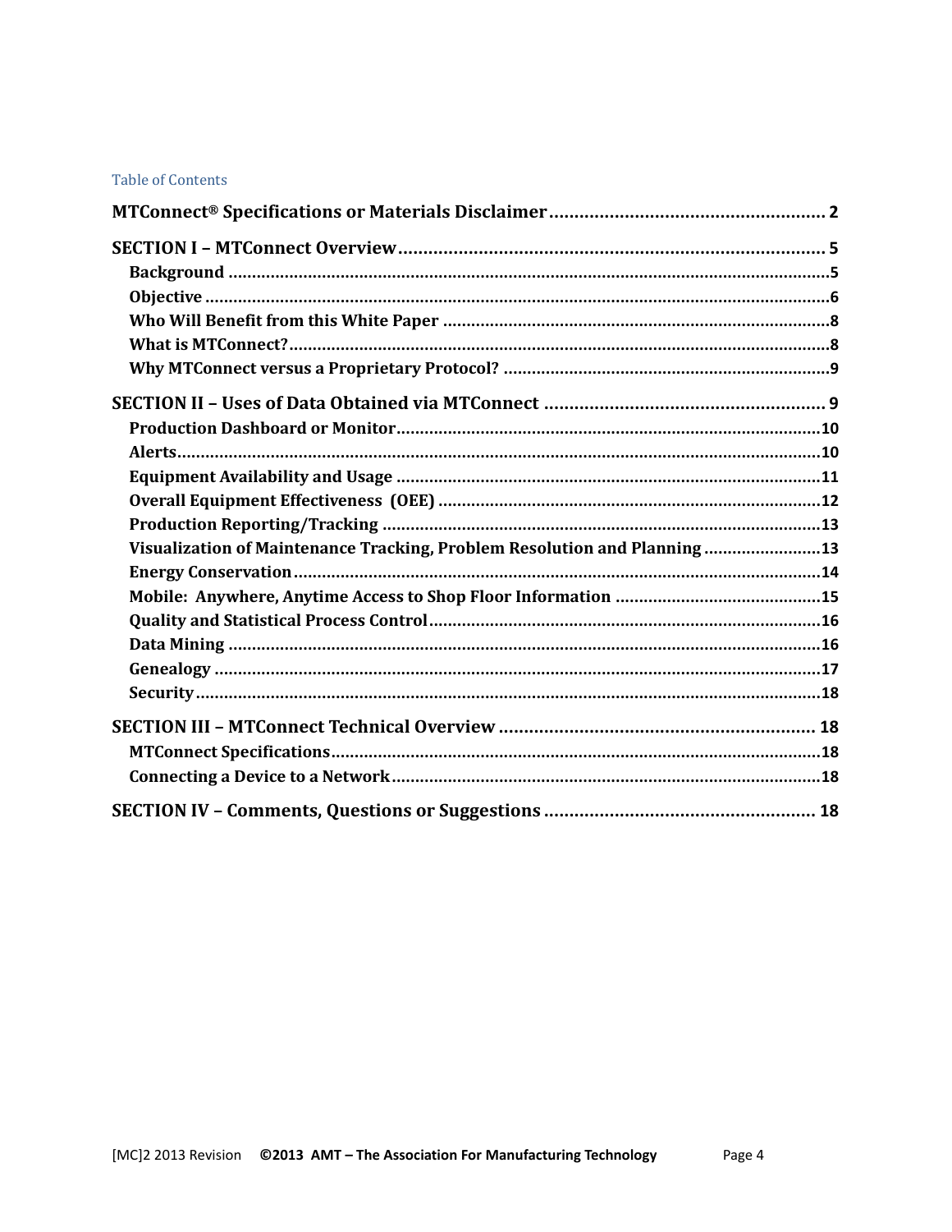Table of Contents

**MTConnect® Specifications or Materials Disclaimer** .......... 2

**SECTION I – MTConnect Overview** .......... 5
- **Background** .......... 5
- **Objective** .......... 6
- **Who Will Benefit from this White Paper** .......... 8
- **What is MTConnect?** .......... 8
- **Why MTConnect versus a Proprietary Protocol?** .......... 9

**SECTION II – Uses of Data Obtained via MTConnect** .......... 9
- **Production Dashboard or Monitor** .......... 10
- **Alerts** .......... 10
- **Equipment Availability and Usage** .......... 11
- **Overall Equipment Effectiveness (OEE)** .......... 12
- **Production Reporting/Tracking** .......... 13
- **Visualization of Maintenance Tracking, Problem Resolution and Planning** .......... 13
- **Energy Conservation** .......... 14
- **Mobile: Anywhere, Anytime Access to Shop Floor Information** .......... 15
- **Quality and Statistical Process Control** .......... 16
- **Data Mining** .......... 16
- **Genealogy** .......... 17
- **Security** .......... 18

**SECTION III – MTConnect Technical Overview** .......... 18
- **MTConnect Specifications** .......... 18
- **Connecting a Device to a Network** .......... 18

**SECTION IV – Comments, Questions or Suggestions** .......... 18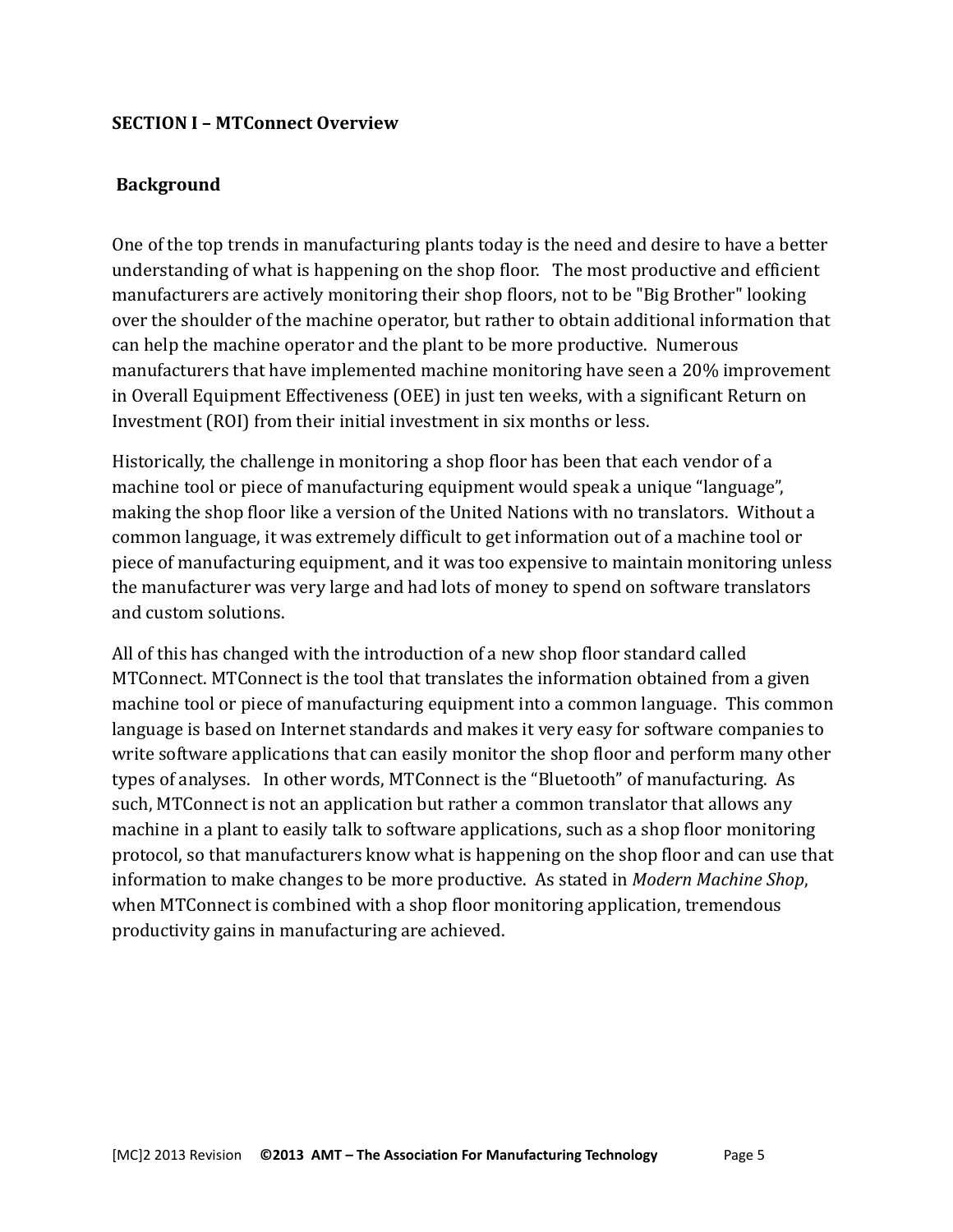# SECTION I – MTConnect Overview

## Background

One of the top trends in manufacturing plants today is the need and desire to have a better understanding of what is happening on the shop floor. The most productive and efficient manufacturers are actively monitoring their shop floors, not to be "Big Brother" looking over the shoulder of the machine operator, but rather to obtain additional information that can help the machine operator and the plant to be more productive. Numerous manufacturers that have implemented machine monitoring have seen a 20% improvement in Overall Equipment Effectiveness (OEE) in just ten weeks, with a significant Return on Investment (ROI) from their initial investment in six months or less.

Historically, the challenge in monitoring a shop floor has been that each vendor of a machine tool or piece of manufacturing equipment would speak a unique "language", making the shop floor like a version of the United Nations with no translators. Without a common language, it was extremely difficult to get information out of a machine tool or piece of manufacturing equipment, and it was too expensive to maintain monitoring unless the manufacturer was very large and had lots of money to spend on software translators and custom solutions.

All of this has changed with the introduction of a new shop floor standard called MTConnect. MTConnect is the tool that translates the information obtained from a given machine tool or piece of manufacturing equipment into a common language. This common language is based on Internet standards and makes it very easy for software companies to write software applications that can easily monitor the shop floor and perform many other types of analyses. In other words, MTConnect is the "Bluetooth" of manufacturing. As such, MTConnect is not an application but rather a common translator that allows any machine in a plant to easily talk to software applications, such as a shop floor monitoring protocol, so that manufacturers know what is happening on the shop floor and can use that information to make changes to be more productive. As stated in *Modern Machine Shop*, when MTConnect is combined with a shop floor monitoring application, tremendous productivity gains in manufacturing are achieved.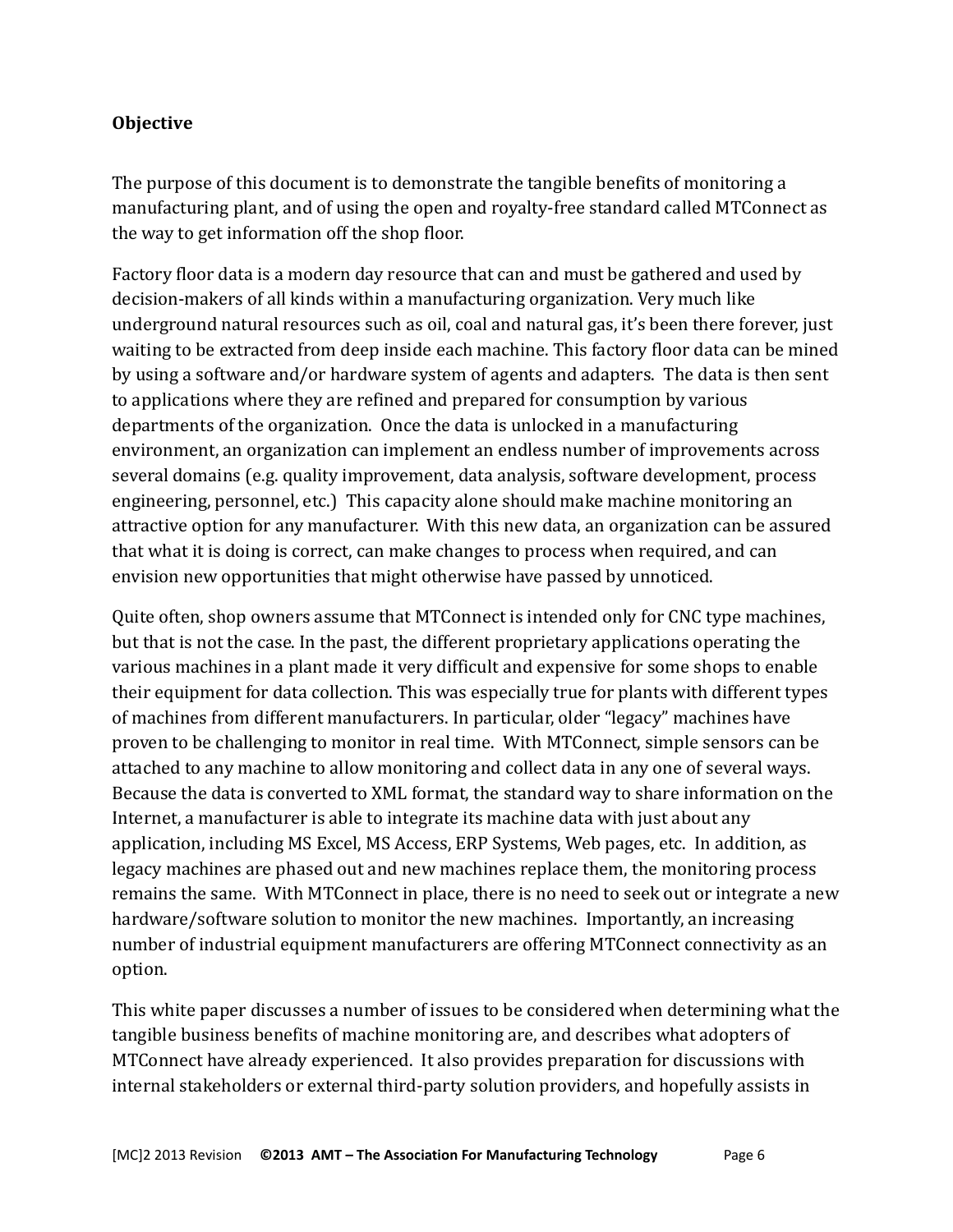**Objective**

The purpose of this document is to demonstrate the tangible benefits of monitoring a manufacturing plant, and of using the open and royalty-free standard called MTConnect as the way to get information off the shop floor.

Factory floor data is a modern day resource that can and must be gathered and used by decision-makers of all kinds within a manufacturing organization. Very much like underground natural resources such as oil, coal and natural gas, it's been there forever, just waiting to be extracted from deep inside each machine. This factory floor data can be mined by using a software and/or hardware system of agents and adapters. The data is then sent to applications where they are refined and prepared for consumption by various departments of the organization. Once the data is unlocked in a manufacturing environment, an organization can implement an endless number of improvements across several domains (e.g. quality improvement, data analysis, software development, process engineering, personnel, etc.) This capacity alone should make machine monitoring an attractive option for any manufacturer. With this new data, an organization can be assured that what it is doing is correct, can make changes to process when required, and can envision new opportunities that might otherwise have passed by unnoticed.

Quite often, shop owners assume that MTConnect is intended only for CNC type machines, but that is not the case. In the past, the different proprietary applications operating the various machines in a plant made it very difficult and expensive for some shops to enable their equipment for data collection. This was especially true for plants with different types of machines from different manufacturers. In particular, older "legacy" machines have proven to be challenging to monitor in real time. With MTConnect, simple sensors can be attached to any machine to allow monitoring and collect data in any one of several ways. Because the data is converted to XML format, the standard way to share information on the Internet, a manufacturer is able to integrate its machine data with just about any application, including MS Excel, MS Access, ERP Systems, Web pages, etc. In addition, as legacy machines are phased out and new machines replace them, the monitoring process remains the same. With MTConnect in place, there is no need to seek out or integrate a new hardware/software solution to monitor the new machines. Importantly, an increasing number of industrial equipment manufacturers are offering MTConnect connectivity as an option.

This white paper discusses a number of issues to be considered when determining what the tangible business benefits of machine monitoring are, and describes what adopters of MTConnect have already experienced. It also provides preparation for discussions with internal stakeholders or external third-party solution providers, and hopefully assists in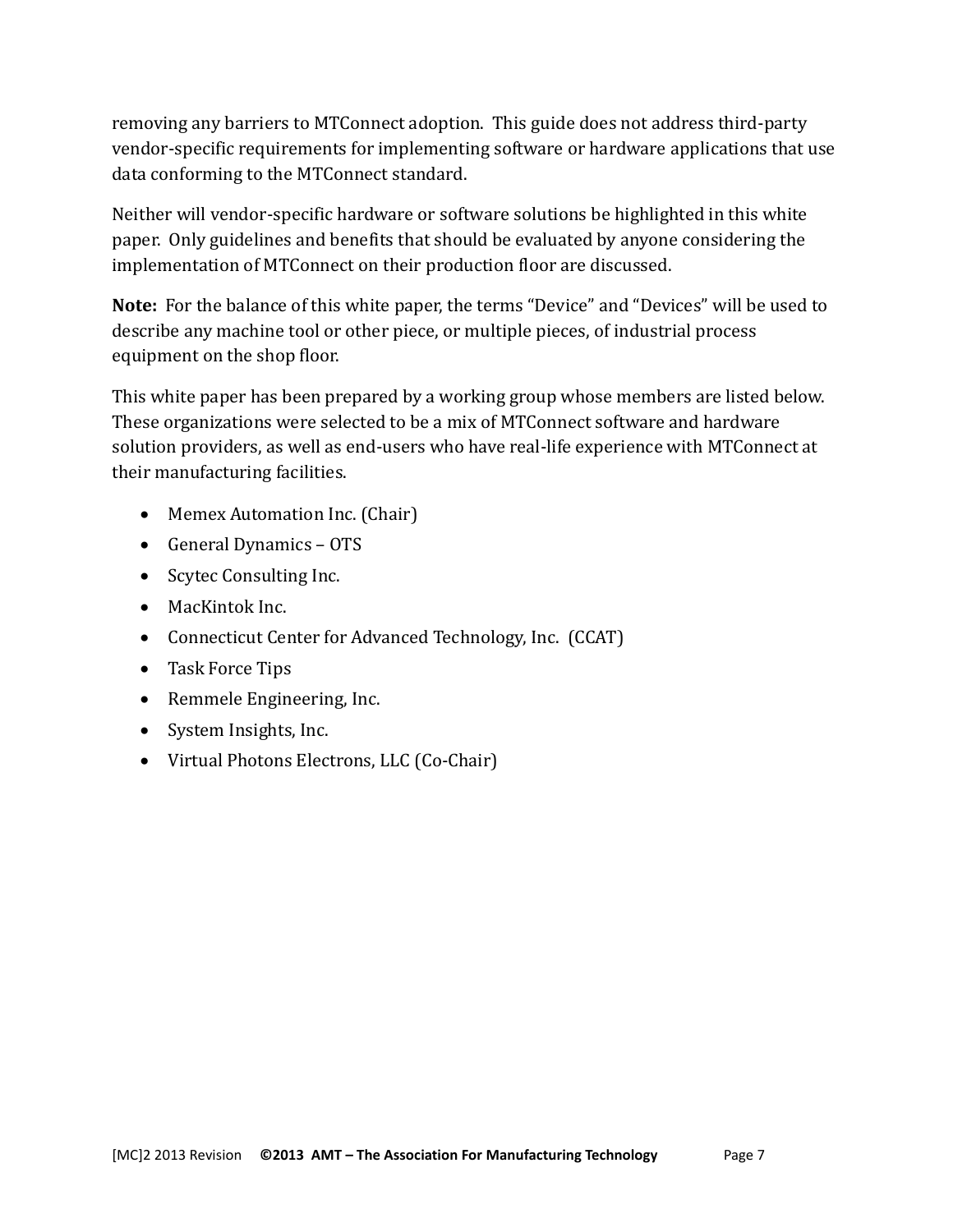removing any barriers to MTConnect adoption. This guide does not address third-party vendor-specific requirements for implementing software or hardware applications that use data conforming to the MTConnect standard.

Neither will vendor-specific hardware or software solutions be highlighted in this white paper. Only guidelines and benefits that should be evaluated by anyone considering the implementation of MTConnect on their production floor are discussed.

**Note:** For the balance of this white paper, the terms "Device" and "Devices" will be used to describe any machine tool or other piece, or multiple pieces, of industrial process equipment on the shop floor.

This white paper has been prepared by a working group whose members are listed below. These organizations were selected to be a mix of MTConnect software and hardware solution providers, as well as end-users who have real-life experience with MTConnect at their manufacturing facilities.

- Memex Automation Inc. (Chair)
- General Dynamics – OTS
- Scytec Consulting Inc.
- MacKintok Inc.
- Connecticut Center for Advanced Technology, Inc. (CCAT)
- Task Force Tips
- Remmele Engineering, Inc.
- System Insights, Inc.
- Virtual Photons Electrons, LLC (Co-Chair)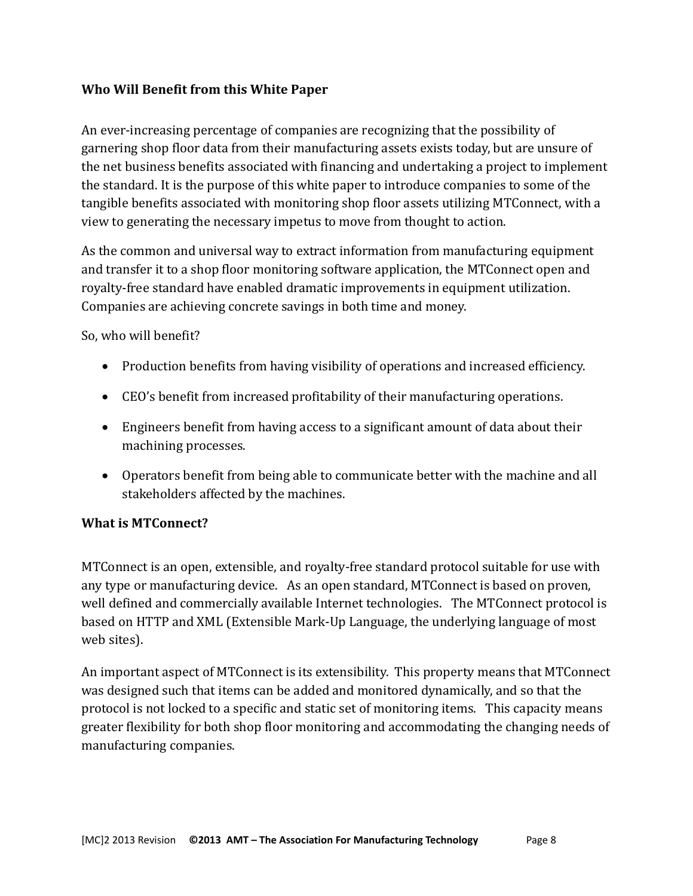**Who Will Benefit from this White Paper**

An ever-increasing percentage of companies are recognizing that the possibility of garnering shop floor data from their manufacturing assets exists today, but are unsure of the net business benefits associated with financing and undertaking a project to implement the standard. It is the purpose of this white paper to introduce companies to some of the tangible benefits associated with monitoring shop floor assets utilizing MTConnect, with a view to generating the necessary impetus to move from thought to action.

As the common and universal way to extract information from manufacturing equipment and transfer it to a shop floor monitoring software application, the MTConnect open and royalty-free standard have enabled dramatic improvements in equipment utilization. Companies are achieving concrete savings in both time and money.

So, who will benefit?

- Production benefits from having visibility of operations and increased efficiency.
- CEO's benefit from increased profitability of their manufacturing operations.
- Engineers benefit from having access to a significant amount of data about their machining processes.
- Operators benefit from being able to communicate better with the machine and all stakeholders affected by the machines.

**What is MTConnect?**

MTConnect is an open, extensible, and royalty-free standard protocol suitable for use with any type or manufacturing device. As an open standard, MTConnect is based on proven, well defined and commercially available Internet technologies. The MTConnect protocol is based on HTTP and XML (Extensible Mark-Up Language, the underlying language of most web sites).

An important aspect of MTConnect is its extensibility. This property means that MTConnect was designed such that items can be added and monitored dynamically, and so that the protocol is not locked to a specific and static set of monitoring items. This capacity means greater flexibility for both shop floor monitoring and accommodating the changing needs of manufacturing companies.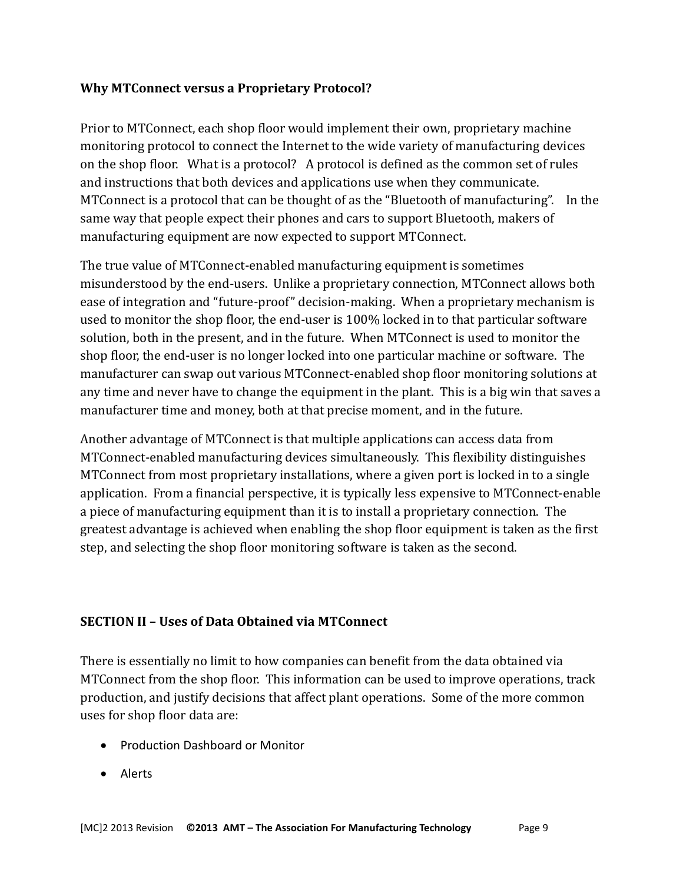**Why MTConnect versus a Proprietary Protocol?**

Prior to MTConnect, each shop floor would implement their own, proprietary machine monitoring protocol to connect the Internet to the wide variety of manufacturing devices on the shop floor. What is a protocol? A protocol is defined as the common set of rules and instructions that both devices and applications use when they communicate. MTConnect is a protocol that can be thought of as the "Bluetooth of manufacturing". In the same way that people expect their phones and cars to support Bluetooth, makers of manufacturing equipment are now expected to support MTConnect.

The true value of MTConnect-enabled manufacturing equipment is sometimes misunderstood by the end-users. Unlike a proprietary connection, MTConnect allows both ease of integration and "future-proof" decision-making. When a proprietary mechanism is used to monitor the shop floor, the end-user is 100% locked in to that particular software solution, both in the present, and in the future. When MTConnect is used to monitor the shop floor, the end-user is no longer locked into one particular machine or software. The manufacturer can swap out various MTConnect-enabled shop floor monitoring solutions at any time and never have to change the equipment in the plant. This is a big win that saves a manufacturer time and money, both at that precise moment, and in the future.

Another advantage of MTConnect is that multiple applications can access data from MTConnect-enabled manufacturing devices simultaneously. This flexibility distinguishes MTConnect from most proprietary installations, where a given port is locked in to a single application. From a financial perspective, it is typically less expensive to MTConnect-enable a piece of manufacturing equipment than it is to install a proprietary connection. The greatest advantage is achieved when enabling the shop floor equipment is taken as the first step, and selecting the shop floor monitoring software is taken as the second.

**SECTION II – Uses of Data Obtained via MTConnect**

There is essentially no limit to how companies can benefit from the data obtained via MTConnect from the shop floor. This information can be used to improve operations, track production, and justify decisions that affect plant operations. Some of the more common uses for shop floor data are:

- Production Dashboard or Monitor
- Alerts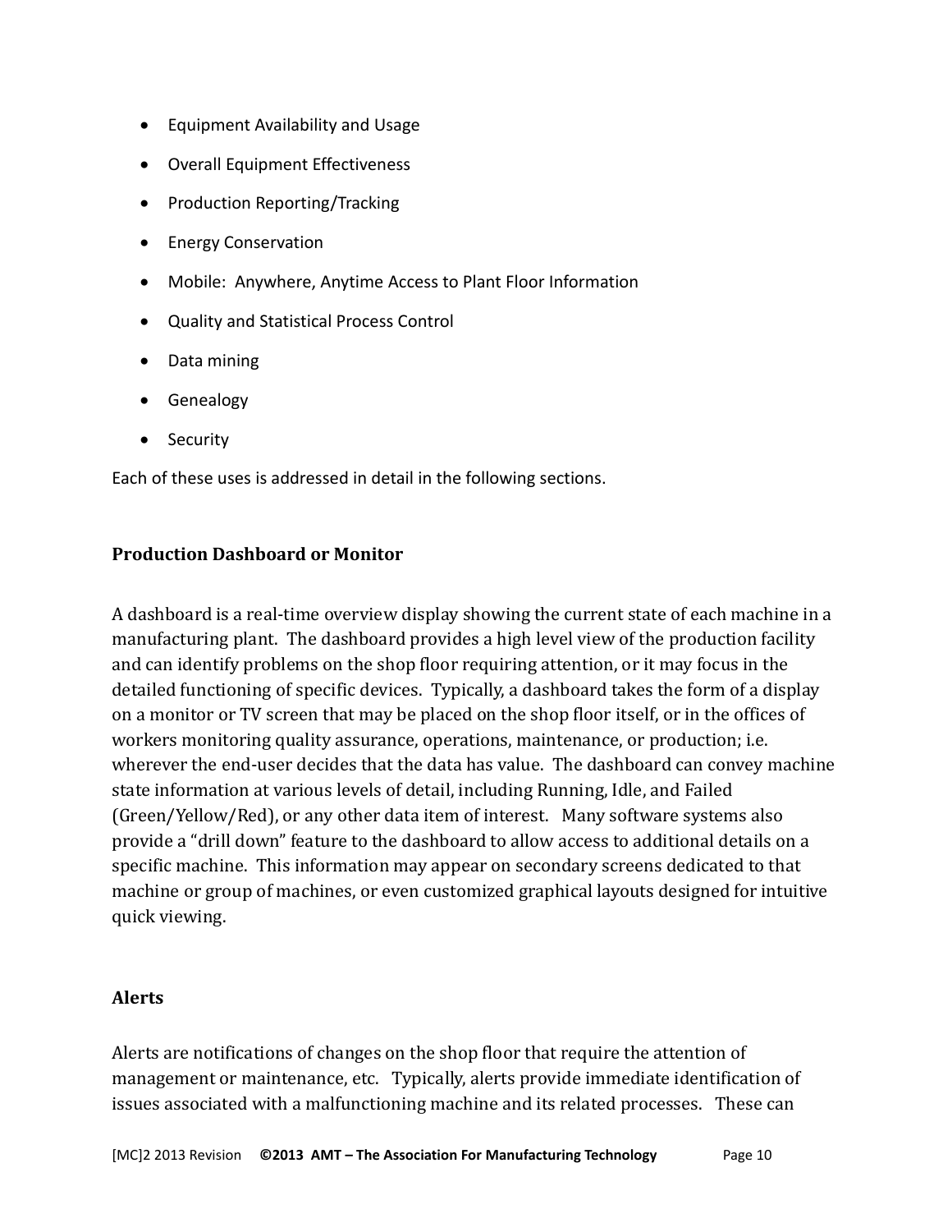- Equipment Availability and Usage
- Overall Equipment Effectiveness
- Production Reporting/Tracking
- Energy Conservation
- Mobile: Anywhere, Anytime Access to Plant Floor Information
- Quality and Statistical Process Control
- Data mining
- Genealogy
- Security

Each of these uses is addressed in detail in the following sections.

### Production Dashboard or Monitor

A dashboard is a real-time overview display showing the current state of each machine in a manufacturing plant. The dashboard provides a high level view of the production facility and can identify problems on the shop floor requiring attention, or it may focus in the detailed functioning of specific devices. Typically, a dashboard takes the form of a display on a monitor or TV screen that may be placed on the shop floor itself, or in the offices of workers monitoring quality assurance, operations, maintenance, or production; i.e. wherever the end-user decides that the data has value. The dashboard can convey machine state information at various levels of detail, including Running, Idle, and Failed (Green/Yellow/Red), or any other data item of interest. Many software systems also provide a "drill down" feature to the dashboard to allow access to additional details on a specific machine. This information may appear on secondary screens dedicated to that machine or group of machines, or even customized graphical layouts designed for intuitive quick viewing.

### Alerts

Alerts are notifications of changes on the shop floor that require the attention of management or maintenance, etc. Typically, alerts provide immediate identification of issues associated with a malfunctioning machine and its related processes. These can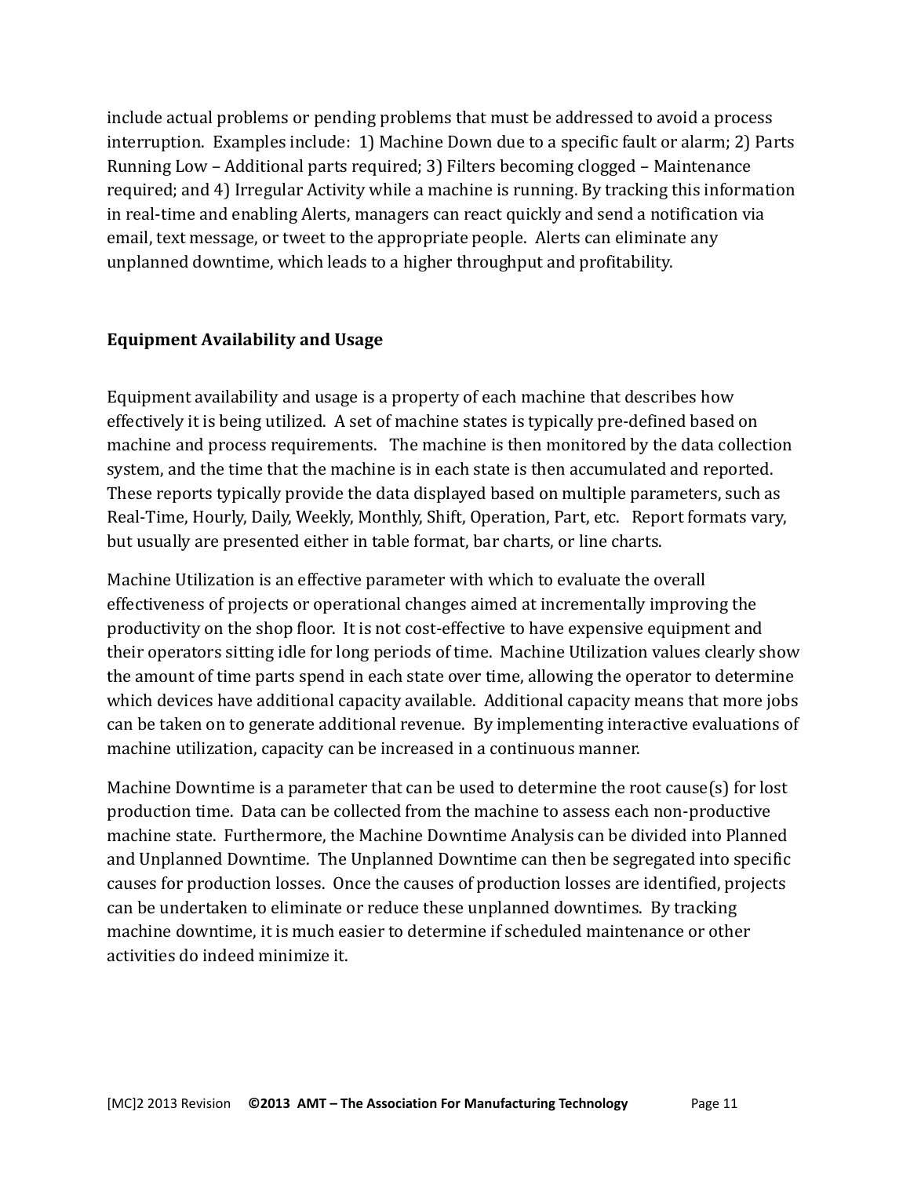include actual problems or pending problems that must be addressed to avoid a process interruption. Examples include: 1) Machine Down due to a specific fault or alarm; 2) Parts Running Low – Additional parts required; 3) Filters becoming clogged – Maintenance required; and 4) Irregular Activity while a machine is running. By tracking this information in real-time and enabling Alerts, managers can react quickly and send a notification via email, text message, or tweet to the appropriate people. Alerts can eliminate any unplanned downtime, which leads to a higher throughput and profitability.

## Equipment Availability and Usage

Equipment availability and usage is a property of each machine that describes how effectively it is being utilized. A set of machine states is typically pre-defined based on machine and process requirements. The machine is then monitored by the data collection system, and the time that the machine is in each state is then accumulated and reported. These reports typically provide the data displayed based on multiple parameters, such as Real-Time, Hourly, Daily, Weekly, Monthly, Shift, Operation, Part, etc. Report formats vary, but usually are presented either in table format, bar charts, or line charts.

Machine Utilization is an effective parameter with which to evaluate the overall effectiveness of projects or operational changes aimed at incrementally improving the productivity on the shop floor. It is not cost-effective to have expensive equipment and their operators sitting idle for long periods of time. Machine Utilization values clearly show the amount of time parts spend in each state over time, allowing the operator to determine which devices have additional capacity available. Additional capacity means that more jobs can be taken on to generate additional revenue. By implementing interactive evaluations of machine utilization, capacity can be increased in a continuous manner.

Machine Downtime is a parameter that can be used to determine the root cause(s) for lost production time. Data can be collected from the machine to assess each non-productive machine state. Furthermore, the Machine Downtime Analysis can be divided into Planned and Unplanned Downtime. The Unplanned Downtime can then be segregated into specific causes for production losses. Once the causes of production losses are identified, projects can be undertaken to eliminate or reduce these unplanned downtimes. By tracking machine downtime, it is much easier to determine if scheduled maintenance or other activities do indeed minimize it.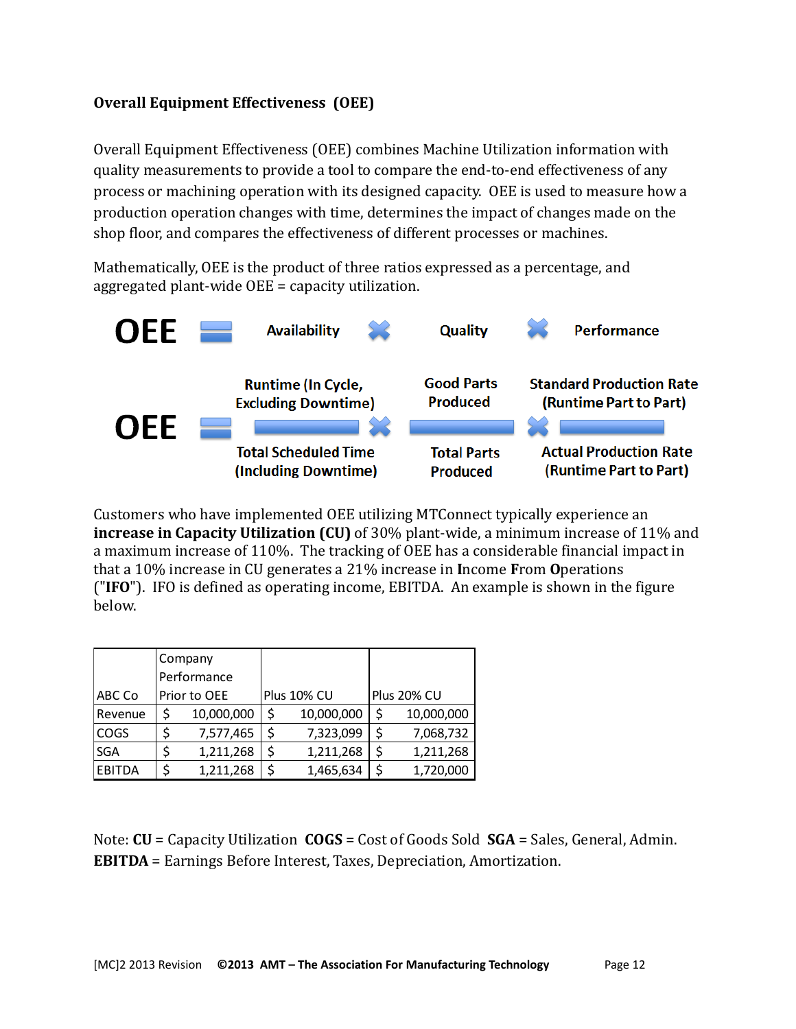**Overall Equipment Effectiveness (OEE)**

Overall Equipment Effectiveness (OEE) combines Machine Utilization information with quality measurements to provide a tool to compare the end-to-end effectiveness of any process or machining operation with its designed capacity. OEE is used to measure how a production operation changes with time, determines the impact of changes made on the shop floor, and compares the effectiveness of different processes or machines.

Mathematically, OEE is the product of three ratios expressed as a percentage, and aggregated plant-wide OEE = capacity utilization.

$$\text{OEE} = \text{Availability} \times \text{Quality} \times \text{Performance}$$

$$\text{OEE} = \frac{\text{Runtime (In Cycle, Excluding Downtime)}}{\text{Total Scheduled Time (Including Downtime)}} \times \frac{\text{Good Parts Produced}}{\text{Total Parts Produced}} \times \frac{\text{Standard Production Rate (Runtime Part to Part)}}{\text{Actual Production Rate (Runtime Part to Part)}}$$

Customers who have implemented OEE utilizing MTConnect typically experience an **increase in Capacity Utilization (CU)** of 30% plant-wide, a minimum increase of 11% and a maximum increase of 110%. The tracking of OEE has a considerable financial impact in that a 10% increase in CU generates a 21% increase in **I**ncome **F**rom **O**perations ("**IFO**"). IFO is defined as operating income, EBITDA. An example is shown in the figure below.

| ABC Co | Company Performance Prior to OEE | Plus 10% CU | Plus 20% CU |
|---|---|---|---|
| Revenue | $ 10,000,000 | $ 10,000,000 | $ 10,000,000 |
| COGS | $ 7,577,465 | $ 7,323,099 | $ 7,068,732 |
| SGA | $ 1,211,268 | $ 1,211,268 | $ 1,211,268 |
| EBITDA | $ 1,211,268 | $ 1,465,634 | $ 1,720,000 |

Note: **CU** = Capacity Utilization **COGS** = Cost of Goods Sold **SGA** = Sales, General, Admin. **EBITDA** = Earnings Before Interest, Taxes, Depreciation, Amortization.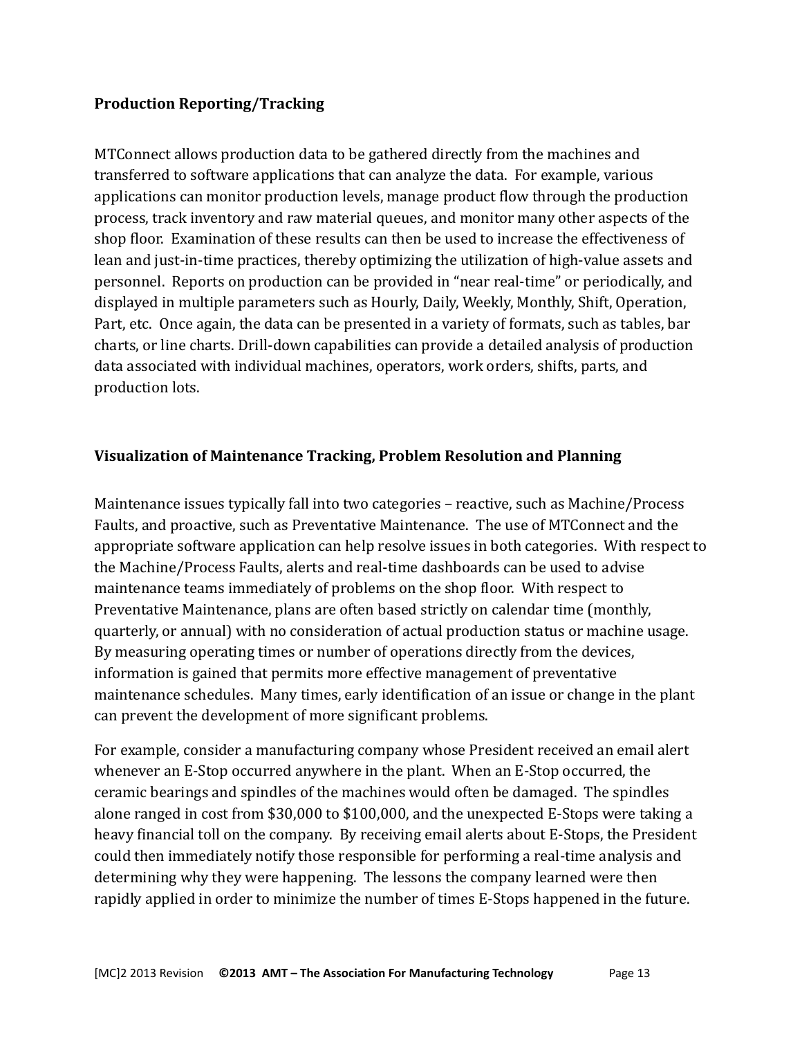## Production Reporting/Tracking

MTConnect allows production data to be gathered directly from the machines and transferred to software applications that can analyze the data. For example, various applications can monitor production levels, manage product flow through the production process, track inventory and raw material queues, and monitor many other aspects of the shop floor. Examination of these results can then be used to increase the effectiveness of lean and just-in-time practices, thereby optimizing the utilization of high-value assets and personnel. Reports on production can be provided in "near real-time" or periodically, and displayed in multiple parameters such as Hourly, Daily, Weekly, Monthly, Shift, Operation, Part, etc. Once again, the data can be presented in a variety of formats, such as tables, bar charts, or line charts. Drill-down capabilities can provide a detailed analysis of production data associated with individual machines, operators, work orders, shifts, parts, and production lots.

## Visualization of Maintenance Tracking, Problem Resolution and Planning

Maintenance issues typically fall into two categories – reactive, such as Machine/Process Faults, and proactive, such as Preventative Maintenance. The use of MTConnect and the appropriate software application can help resolve issues in both categories. With respect to the Machine/Process Faults, alerts and real-time dashboards can be used to advise maintenance teams immediately of problems on the shop floor. With respect to Preventative Maintenance, plans are often based strictly on calendar time (monthly, quarterly, or annual) with no consideration of actual production status or machine usage. By measuring operating times or number of operations directly from the devices, information is gained that permits more effective management of preventative maintenance schedules. Many times, early identification of an issue or change in the plant can prevent the development of more significant problems.

For example, consider a manufacturing company whose President received an email alert whenever an E-Stop occurred anywhere in the plant. When an E-Stop occurred, the ceramic bearings and spindles of the machines would often be damaged. The spindles alone ranged in cost from $30,000 to $100,000, and the unexpected E-Stops were taking a heavy financial toll on the company. By receiving email alerts about E-Stops, the President could then immediately notify those responsible for performing a real-time analysis and determining why they were happening. The lessons the company learned were then rapidly applied in order to minimize the number of times E-Stops happened in the future.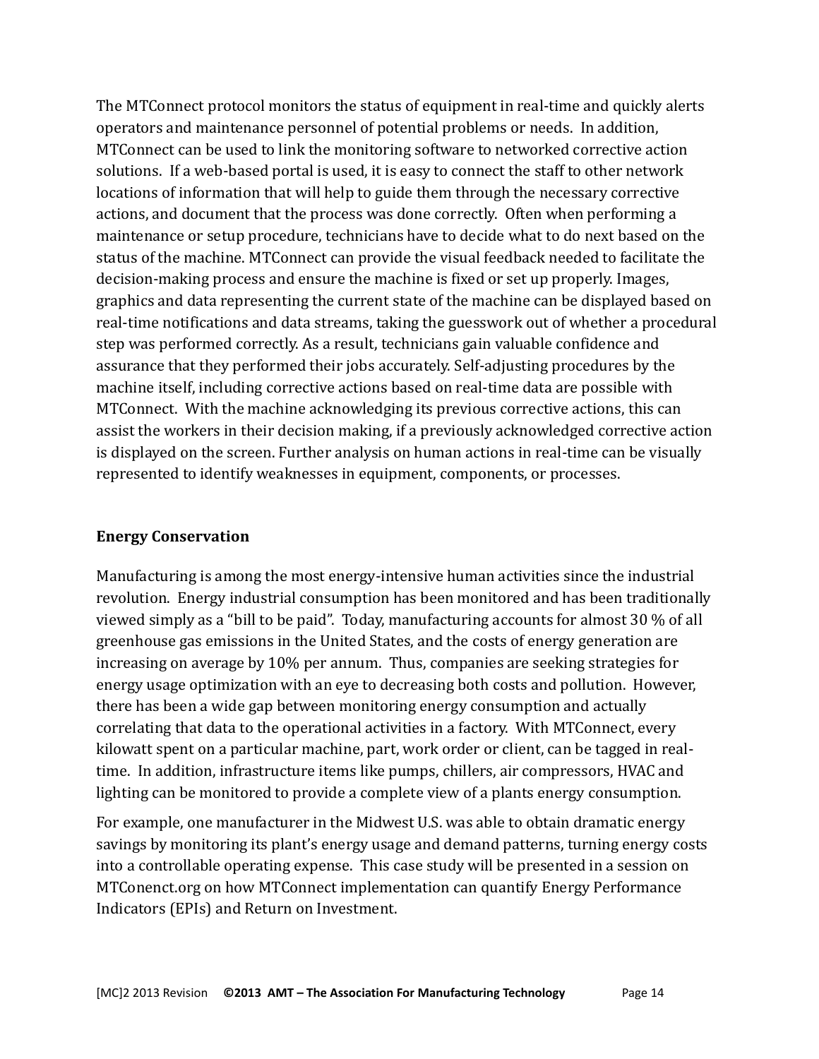The MTConnect protocol monitors the status of equipment in real-time and quickly alerts operators and maintenance personnel of potential problems or needs. In addition, MTConnect can be used to link the monitoring software to networked corrective action solutions. If a web-based portal is used, it is easy to connect the staff to other network locations of information that will help to guide them through the necessary corrective actions, and document that the process was done correctly. Often when performing a maintenance or setup procedure, technicians have to decide what to do next based on the status of the machine. MTConnect can provide the visual feedback needed to facilitate the decision-making process and ensure the machine is fixed or set up properly. Images, graphics and data representing the current state of the machine can be displayed based on real-time notifications and data streams, taking the guesswork out of whether a procedural step was performed correctly. As a result, technicians gain valuable confidence and assurance that they performed their jobs accurately. Self-adjusting procedures by the machine itself, including corrective actions based on real-time data are possible with MTConnect. With the machine acknowledging its previous corrective actions, this can assist the workers in their decision making, if a previously acknowledged corrective action is displayed on the screen. Further analysis on human actions in real-time can be visually represented to identify weaknesses in equipment, components, or processes.

## Energy Conservation

Manufacturing is among the most energy-intensive human activities since the industrial revolution. Energy industrial consumption has been monitored and has been traditionally viewed simply as a "bill to be paid". Today, manufacturing accounts for almost 30 % of all greenhouse gas emissions in the United States, and the costs of energy generation are increasing on average by 10% per annum. Thus, companies are seeking strategies for energy usage optimization with an eye to decreasing both costs and pollution. However, there has been a wide gap between monitoring energy consumption and actually correlating that data to the operational activities in a factory. With MTConnect, every kilowatt spent on a particular machine, part, work order or client, can be tagged in real-time. In addition, infrastructure items like pumps, chillers, air compressors, HVAC and lighting can be monitored to provide a complete view of a plants energy consumption.

For example, one manufacturer in the Midwest U.S. was able to obtain dramatic energy savings by monitoring its plant's energy usage and demand patterns, turning energy costs into a controllable operating expense. This case study will be presented in a session on MTConenct.org on how MTConnect implementation can quantify Energy Performance Indicators (EPIs) and Return on Investment.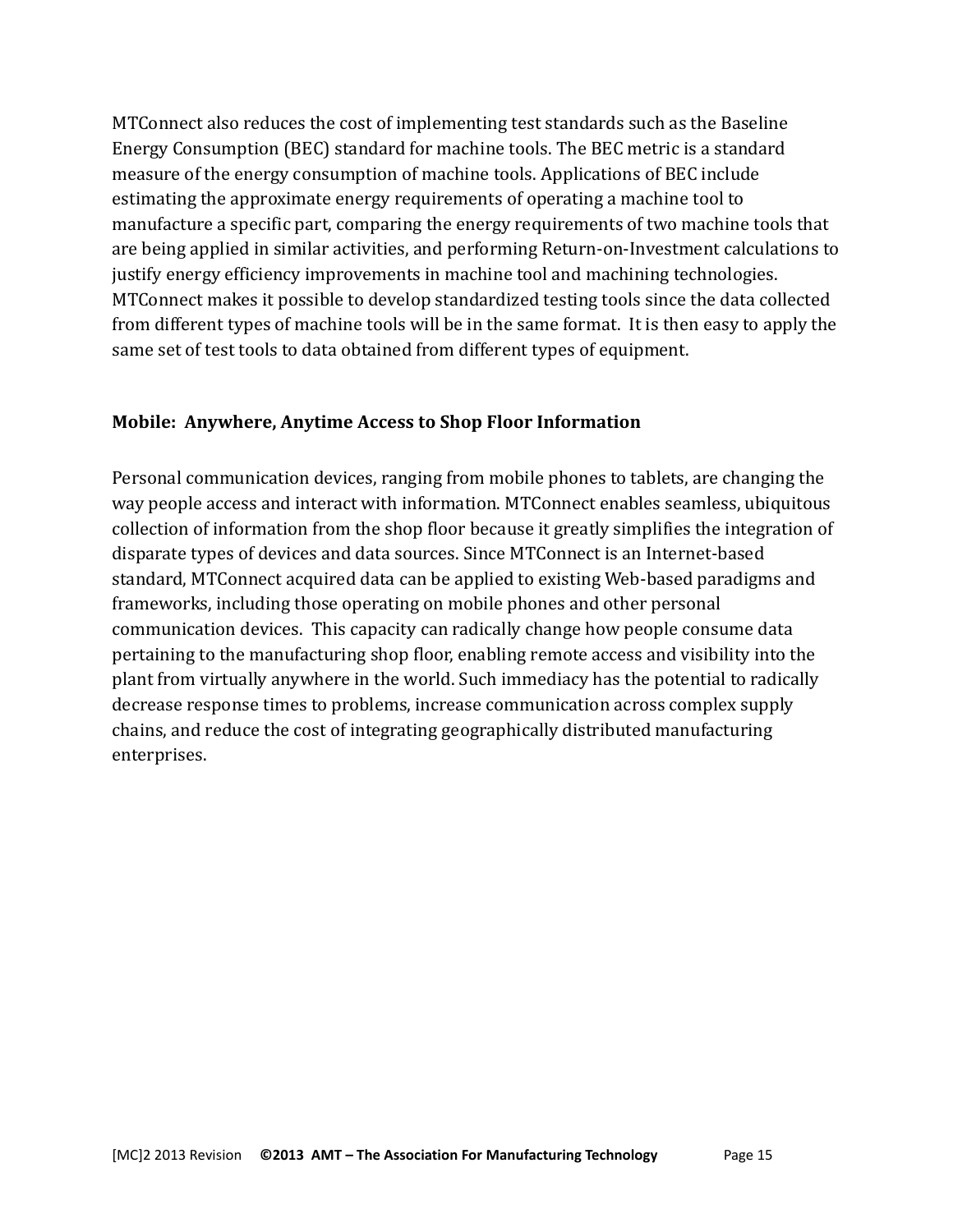MTConnect also reduces the cost of implementing test standards such as the Baseline Energy Consumption (BEC) standard for machine tools. The BEC metric is a standard measure of the energy consumption of machine tools. Applications of BEC include estimating the approximate energy requirements of operating a machine tool to manufacture a specific part, comparing the energy requirements of two machine tools that are being applied in similar activities, and performing Return-on-Investment calculations to justify energy efficiency improvements in machine tool and machining technologies. MTConnect makes it possible to develop standardized testing tools since the data collected from different types of machine tools will be in the same format. It is then easy to apply the same set of test tools to data obtained from different types of equipment.

**Mobile: Anywhere, Anytime Access to Shop Floor Information**

Personal communication devices, ranging from mobile phones to tablets, are changing the way people access and interact with information. MTConnect enables seamless, ubiquitous collection of information from the shop floor because it greatly simplifies the integration of disparate types of devices and data sources. Since MTConnect is an Internet-based standard, MTConnect acquired data can be applied to existing Web-based paradigms and frameworks, including those operating on mobile phones and other personal communication devices. This capacity can radically change how people consume data pertaining to the manufacturing shop floor, enabling remote access and visibility into the plant from virtually anywhere in the world. Such immediacy has the potential to radically decrease response times to problems, increase communication across complex supply chains, and reduce the cost of integrating geographically distributed manufacturing enterprises.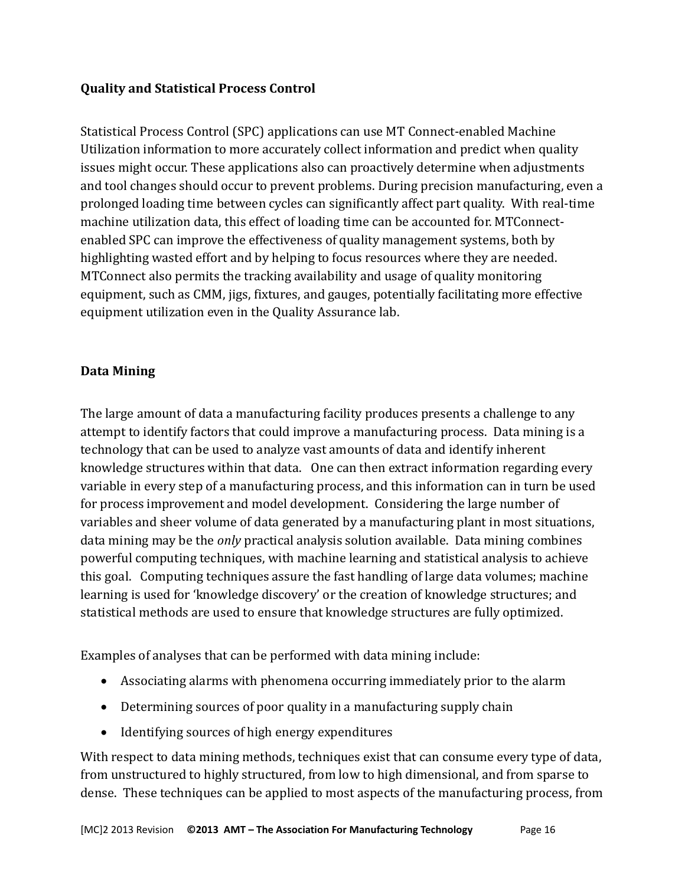**Quality and Statistical Process Control**

Statistical Process Control (SPC) applications can use MT Connect-enabled Machine Utilization information to more accurately collect information and predict when quality issues might occur. These applications also can proactively determine when adjustments and tool changes should occur to prevent problems. During precision manufacturing, even a prolonged loading time between cycles can significantly affect part quality. With real-time machine utilization data, this effect of loading time can be accounted for. MTConnect-enabled SPC can improve the effectiveness of quality management systems, both by highlighting wasted effort and by helping to focus resources where they are needed. MTConnect also permits the tracking availability and usage of quality monitoring equipment, such as CMM, jigs, fixtures, and gauges, potentially facilitating more effective equipment utilization even in the Quality Assurance lab.

**Data Mining**

The large amount of data a manufacturing facility produces presents a challenge to any attempt to identify factors that could improve a manufacturing process. Data mining is a technology that can be used to analyze vast amounts of data and identify inherent knowledge structures within that data. One can then extract information regarding every variable in every step of a manufacturing process, and this information can in turn be used for process improvement and model development. Considering the large number of variables and sheer volume of data generated by a manufacturing plant in most situations, data mining may be the *only* practical analysis solution available. Data mining combines powerful computing techniques, with machine learning and statistical analysis to achieve this goal. Computing techniques assure the fast handling of large data volumes; machine learning is used for 'knowledge discovery' or the creation of knowledge structures; and statistical methods are used to ensure that knowledge structures are fully optimized.

Examples of analyses that can be performed with data mining include:

- Associating alarms with phenomena occurring immediately prior to the alarm
- Determining sources of poor quality in a manufacturing supply chain
- Identifying sources of high energy expenditures

With respect to data mining methods, techniques exist that can consume every type of data, from unstructured to highly structured, from low to high dimensional, and from sparse to dense. These techniques can be applied to most aspects of the manufacturing process, from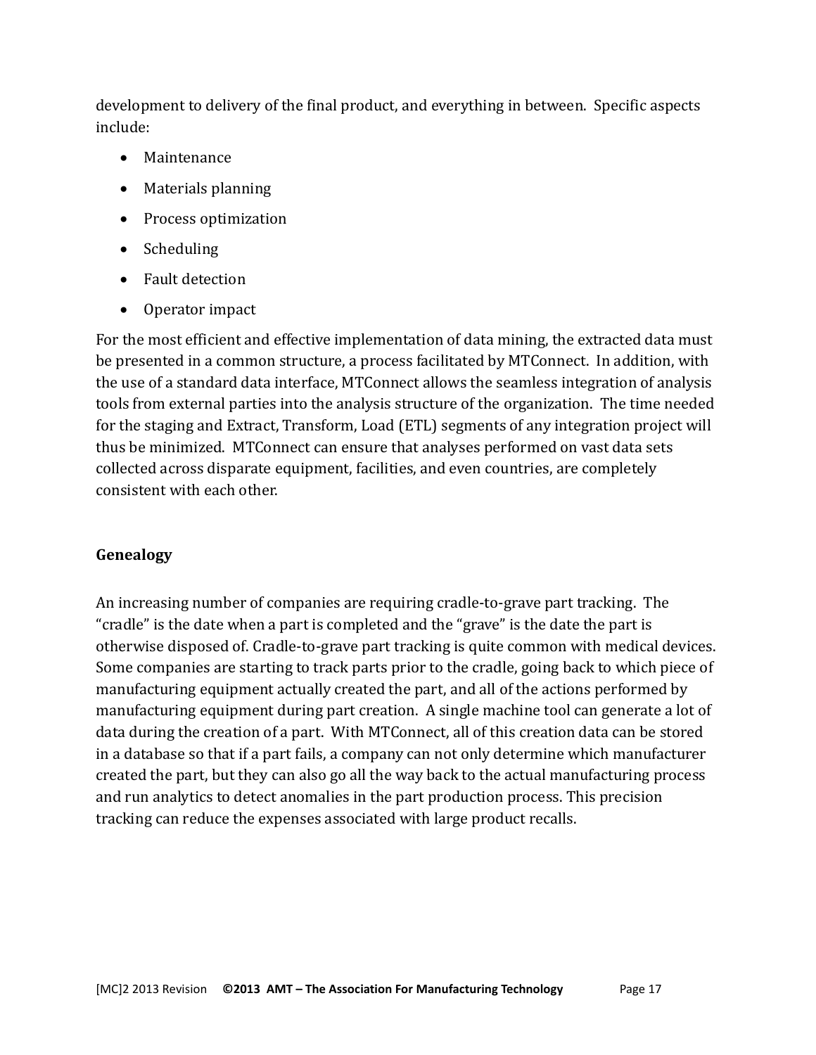development to delivery of the final product, and everything in between. Specific aspects include:

- Maintenance
- Materials planning
- Process optimization
- Scheduling
- Fault detection
- Operator impact

For the most efficient and effective implementation of data mining, the extracted data must be presented in a common structure, a process facilitated by MTConnect. In addition, with the use of a standard data interface, MTConnect allows the seamless integration of analysis tools from external parties into the analysis structure of the organization. The time needed for the staging and Extract, Transform, Load (ETL) segments of any integration project will thus be minimized. MTConnect can ensure that analyses performed on vast data sets collected across disparate equipment, facilities, and even countries, are completely consistent with each other.

### Genealogy

An increasing number of companies are requiring cradle-to-grave part tracking. The "cradle" is the date when a part is completed and the "grave" is the date the part is otherwise disposed of. Cradle-to-grave part tracking is quite common with medical devices. Some companies are starting to track parts prior to the cradle, going back to which piece of manufacturing equipment actually created the part, and all of the actions performed by manufacturing equipment during part creation. A single machine tool can generate a lot of data during the creation of a part. With MTConnect, all of this creation data can be stored in a database so that if a part fails, a company can not only determine which manufacturer created the part, but they can also go all the way back to the actual manufacturing process and run analytics to detect anomalies in the part production process. This precision tracking can reduce the expenses associated with large product recalls.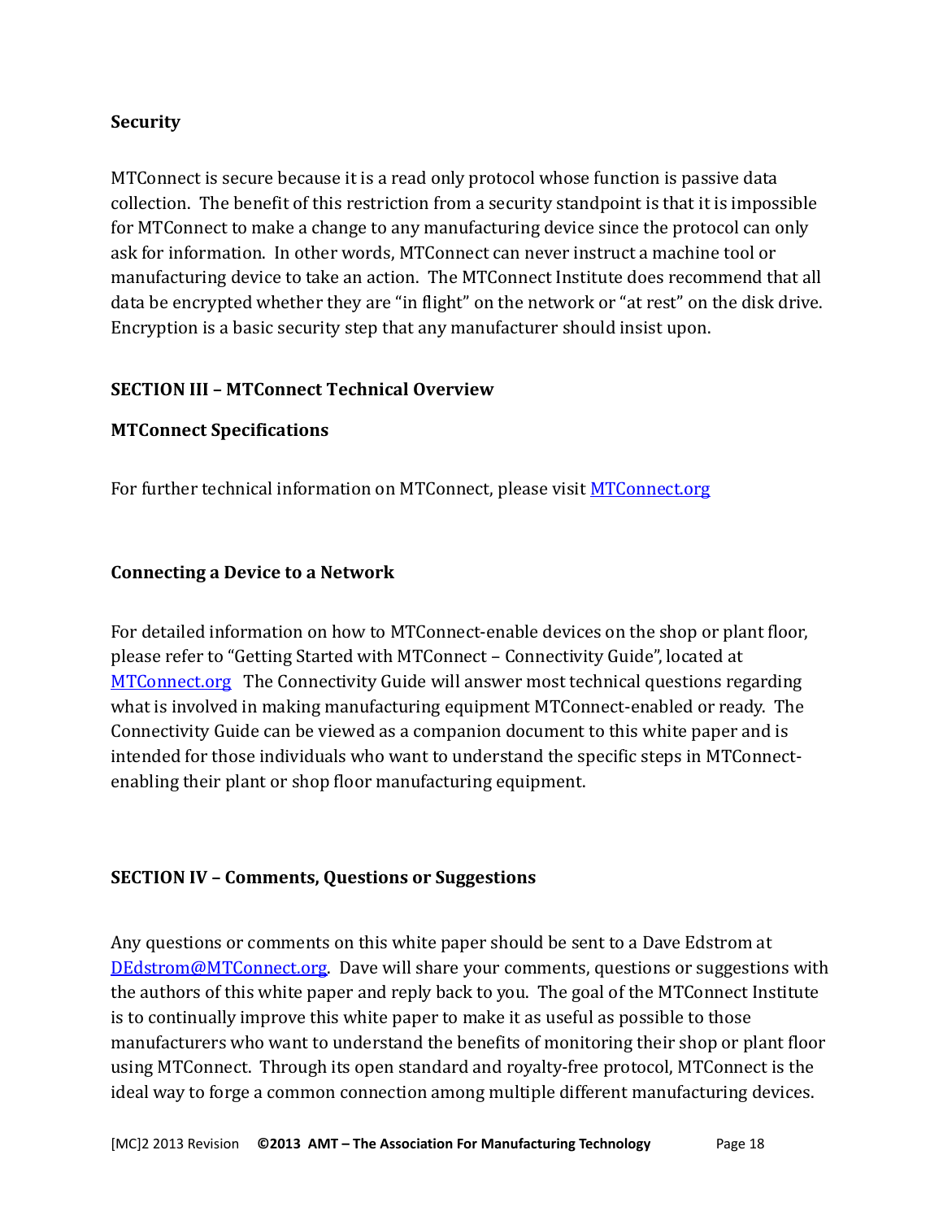**Security**

MTConnect is secure because it is a read only protocol whose function is passive data collection. The benefit of this restriction from a security standpoint is that it is impossible for MTConnect to make a change to any manufacturing device since the protocol can only ask for information. In other words, MTConnect can never instruct a machine tool or manufacturing device to take an action. The MTConnect Institute does recommend that all data be encrypted whether they are "in flight" on the network or "at rest" on the disk drive. Encryption is a basic security step that any manufacturer should insist upon.

## SECTION III – MTConnect Technical Overview

### MTConnect Specifications

For further technical information on MTConnect, please visit MTConnect.org

### Connecting a Device to a Network

For detailed information on how to MTConnect-enable devices on the shop or plant floor, please refer to "Getting Started with MTConnect – Connectivity Guide", located at MTConnect.org The Connectivity Guide will answer most technical questions regarding what is involved in making manufacturing equipment MTConnect-enabled or ready. The Connectivity Guide can be viewed as a companion document to this white paper and is intended for those individuals who want to understand the specific steps in MTConnect-enabling their plant or shop floor manufacturing equipment.

## SECTION IV – Comments, Questions or Suggestions

Any questions or comments on this white paper should be sent to a Dave Edstrom at DEdstrom@MTConnect.org. Dave will share your comments, questions or suggestions with the authors of this white paper and reply back to you. The goal of the MTConnect Institute is to continually improve this white paper to make it as useful as possible to those manufacturers who want to understand the benefits of monitoring their shop or plant floor using MTConnect. Through its open standard and royalty-free protocol, MTConnect is the ideal way to forge a common connection among multiple different manufacturing devices.